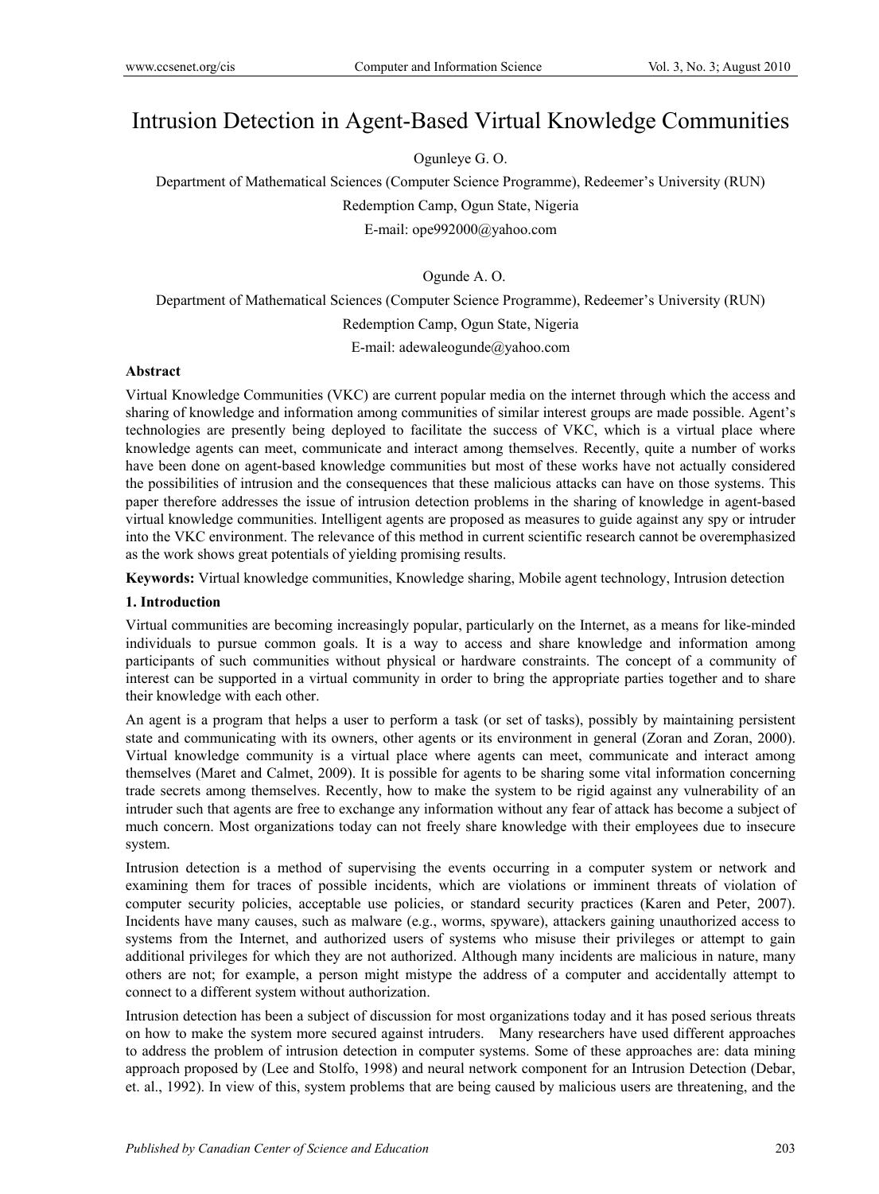# Intrusion Detection in Agent-Based Virtual Knowledge Communities

Ogunleye G. O.

Department of Mathematical Sciences (Computer Science Programme), Redeemer's University (RUN)

Redemption Camp, Ogun State, Nigeria

E-mail: ope992000@yahoo.com

Ogunde A. O.

Department of Mathematical Sciences (Computer Science Programme), Redeemer's University (RUN)

Redemption Camp, Ogun State, Nigeria

E-mail: adewaleogunde@yahoo.com

## Abstract

Virtual Knowledge Communities (VKC) are current popular media on the internet through which the access and sharing of knowledge and information among communities of similar interest groups are made possible. Agent's technologies are presently being deployed to facilitate the success of VKC, which is a virtual place where knowledge agents can meet, communicate and interact among themselves. Recently, quite a number of works have been done on agent-based knowledge communities but most of these works have not actually considered the possibilities of intrusion and the consequences that these malicious attacks can have on those systems. This paper therefore addresses the issue of intrusion detection problems in the sharing of knowledge in agent-based virtual knowledge communities. Intelligent agents are proposed as measures to guide against any spy or intruder into the VKC environment. The relevance of this method in current scientific research cannot be overemphasized as the work shows great potentials of yielding promising results.

**Keywords:** Virtual knowledge communities, Knowledge sharing, Mobile agent technology, Intrusion detection

## 1. Introduction

Virtual communities are becoming increasingly popular, particularly on the Internet, as a means for like-minded individuals to pursue common goals. It is a way to access and share knowledge and information among participants of such communities without physical or hardware constraints. The concept of a community of interest can be supported in a virtual community in order to bring the appropriate parties together and to share their knowledge with each other.

An agent is a program that helps a user to perform a task (or set of tasks), possibly by maintaining persistent state and communicating with its owners, other agents or its environment in general (Zoran and Zoran, 2000). Virtual knowledge community is a virtual place where agents can meet, communicate and interact among themselves (Maret and Calmet, 2009). It is possible for agents to be sharing some vital information concerning trade secrets among themselves. Recently, how to make the system to be rigid against any vulnerability of an intruder such that agents are free to exchange any information without any fear of attack has become a subject of much concern. Most organizations today can not freely share knowledge with their employees due to insecure system.

Intrusion detection is a method of supervising the events occurring in a computer system or network and examining them for traces of possible incidents, which are violations or imminent threats of violation of computer security policies, acceptable use policies, or standard security practices (Karen and Peter, 2007). Incidents have many causes, such as malware (e.g., worms, spyware), attackers gaining unauthorized access to systems from the Internet, and authorized users of systems who misuse their privileges or attempt to gain additional privileges for which they are not authorized. Although many incidents are malicious in nature, many others are not; for example, a person might mistype the address of a computer and accidentally attempt to connect to a different system without authorization.

Intrusion detection has been a subject of discussion for most organizations today and it has posed serious threats on how to make the system more secured against intruders. Many researchers have used different approaches to address the problem of intrusion detection in computer systems. Some of these approaches are: data mining approach proposed by (Lee and Stolfo, 1998) and neural network component for an Intrusion Detection (Debar, et. al., 1992). In view of this, system problems that are being caused by malicious users are threatening, and the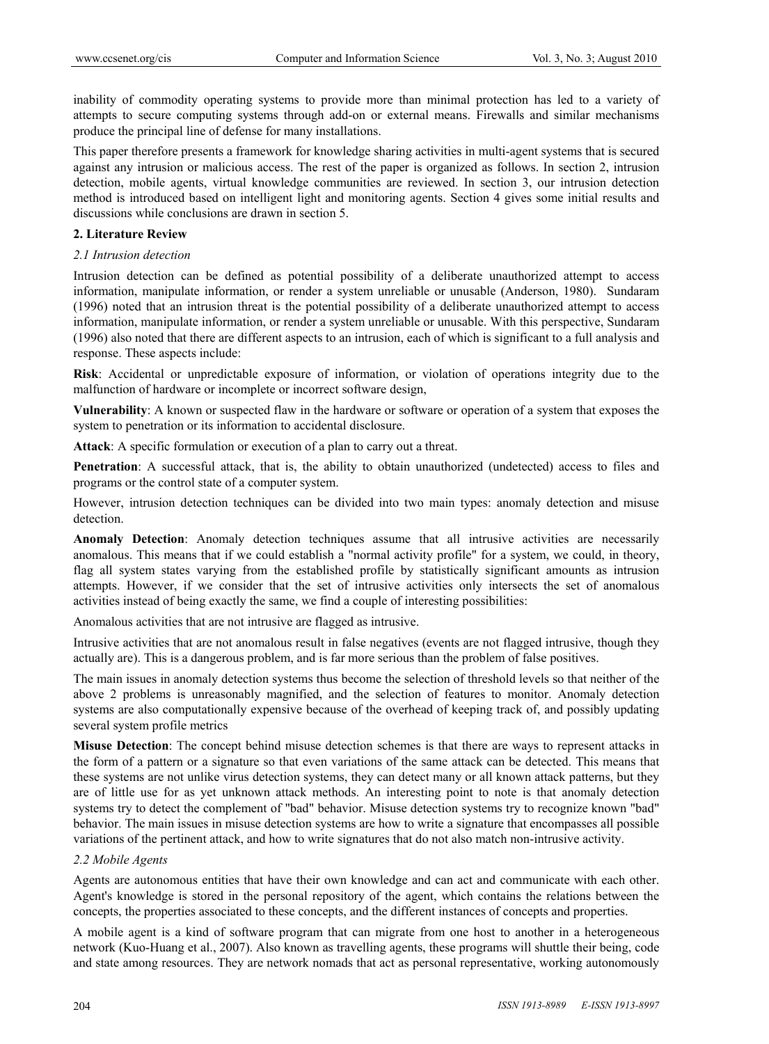inability of commodity operating systems to provide more than minimal protection has led to a variety of attempts to secure computing systems through add-on or external means. Firewalls and similar mechanisms produce the principal line of defense for many installations.

This paper therefore presents a framework for knowledge sharing activities in multi-agent systems that is secured against any intrusion or malicious access. The rest of the paper is organized as follows. In section 2, intrusion detection, mobile agents, virtual knowledge communities are reviewed. In section 3, our intrusion detection method is introduced based on intelligent light and monitoring agents. Section 4 gives some initial results and discussions while conclusions are drawn in section 5.

## 2. Literature Review

### *2.1 Intrusion detection*

Intrusion detection can be defined as potential possibility of a deliberate unauthorized attempt to access information, manipulate information, or render a system unreliable or unusable (Anderson, 1980). Sundaram (1996) noted that an intrusion threat is the potential possibility of a deliberate unauthorized attempt to access information, manipulate information, or render a system unreliable or unusable. With this perspective, Sundaram (1996) also noted that there are different aspects to an intrusion, each of which is significant to a full analysis and response. These aspects include:

**Risk**: Accidental or unpredictable exposure of information, or violation of operations integrity due to the malfunction of hardware or incomplete or incorrect software design,

**Vulnerability**: A known or suspected flaw in the hardware or software or operation of a system that exposes the system to penetration or its information to accidental disclosure.

**Attack**: A specific formulation or execution of a plan to carry out a threat.

**Penetration**: A successful attack, that is, the ability to obtain unauthorized (undetected) access to files and programs or the control state of a computer system.

However, intrusion detection techniques can be divided into two main types: anomaly detection and misuse detection.

**Anomaly Detection**: Anomaly detection techniques assume that all intrusive activities are necessarily anomalous. This means that if we could establish a "normal activity profile" for a system, we could, in theory, flag all system states varying from the established profile by statistically significant amounts as intrusion attempts. However, if we consider that the set of intrusive activities only intersects the set of anomalous activities instead of being exactly the same, we find a couple of interesting possibilities:

Anomalous activities that are not intrusive are flagged as intrusive.

Intrusive activities that are not anomalous result in false negatives (events are not flagged intrusive, though they actually are). This is a dangerous problem, and is far more serious than the problem of false positives.

The main issues in anomaly detection systems thus become the selection of threshold levels so that neither of the above 2 problems is unreasonably magnified, and the selection of features to monitor. Anomaly detection systems are also computationally expensive because of the overhead of keeping track of, and possibly updating several system profile metrics

**Misuse Detection**: The concept behind misuse detection schemes is that there are ways to represent attacks in the form of a pattern or a signature so that even variations of the same attack can be detected. This means that these systems are not unlike virus detection systems, they can detect many or all known attack patterns, but they are of little use for as yet unknown attack methods. An interesting point to note is that anomaly detection systems try to detect the complement of "bad" behavior. Misuse detection systems try to recognize known "bad" behavior. The main issues in misuse detection systems are how to write a signature that encompasses all possible variations of the pertinent attack, and how to write signatures that do not also match non-intrusive activity.

### *2.2 Mobile Agents*

Agents are autonomous entities that have their own knowledge and can act and communicate with each other. Agent's knowledge is stored in the personal repository of the agent, which contains the relations between the concepts, the properties associated to these concepts, and the different instances of concepts and properties.

A mobile agent is a kind of software program that can migrate from one host to another in a heterogeneous network (Kuo-Huang et al., 2007). Also known as travelling agents, these programs will shuttle their being, code and state among resources. They are network nomads that act as personal representative, working autonomously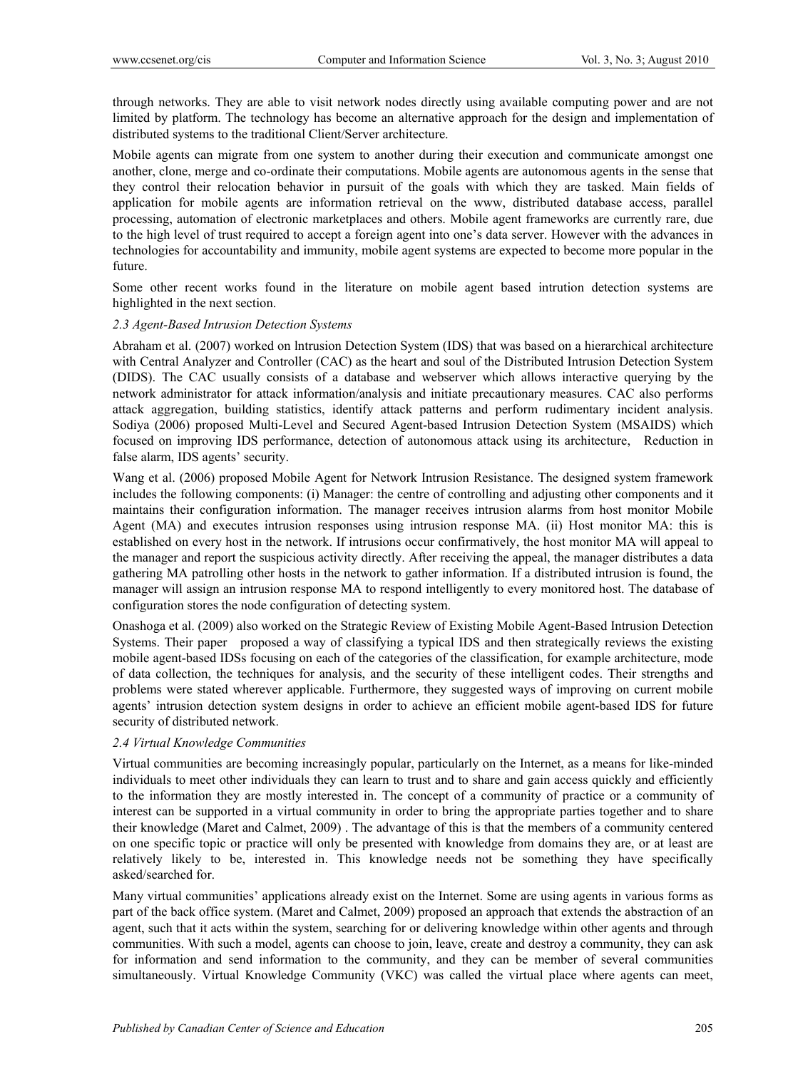through networks. They are able to visit network nodes directly using available computing power and are not limited by platform. The technology has become an alternative approach for the design and implementation of distributed systems to the traditional Client/Server architecture.

Mobile agents can migrate from one system to another during their execution and communicate amongst one another, clone, merge and co-ordinate their computations. Mobile agents are autonomous agents in the sense that they control their relocation behavior in pursuit of the goals with which they are tasked. Main fields of application for mobile agents are information retrieval on the www, distributed database access, parallel processing, automation of electronic marketplaces and others. Mobile agent frameworks are currently rare, due to the high level of trust required to accept a foreign agent into one's data server. However with the advances in technologies for accountability and immunity, mobile agent systems are expected to become more popular in the future.

Some other recent works found in the literature on mobile agent based intrution detection systems are highlighted in the next section.

### *2.3 Agent-Based Intrusion Detection Systems*

Abraham et al. (2007) worked on lntrusion Detection System (IDS) that was based on a hierarchical architecture with Central Analyzer and Controller (CAC) as the heart and soul of the Distributed Intrusion Detection System (DIDS). The CAC usually consists of a database and webserver which allows interactive querying by the network administrator for attack information/analysis and initiate precautionary measures. CAC also performs attack aggregation, building statistics, identify attack patterns and perform rudimentary incident analysis. Sodiya (2006) proposed Multi-Level and Secured Agent-based Intrusion Detection System (MSAIDS) which focused on improving IDS performance, detection of autonomous attack using its architecture, Reduction in false alarm, IDS agents' security.

Wang et al. (2006) proposed Mobile Agent for Network Intrusion Resistance. The designed system framework includes the following components: (i) Manager: the centre of controlling and adjusting other components and it maintains their configuration information. The manager receives intrusion alarms from host monitor Mobile Agent (MA) and executes intrusion responses using intrusion response MA. (ii) Host monitor MA: this is established on every host in the network. If intrusions occur confirmatively, the host monitor MA will appeal to the manager and report the suspicious activity directly. After receiving the appeal, the manager distributes a data gathering MA patrolling other hosts in the network to gather information. If a distributed intrusion is found, the manager will assign an intrusion response MA to respond intelligently to every monitored host. The database of configuration stores the node configuration of detecting system.

Onashoga et al. (2009) also worked on the Strategic Review of Existing Mobile Agent-Based Intrusion Detection Systems. Their paper proposed a way of classifying a typical IDS and then strategically reviews the existing mobile agent-based IDSs focusing on each of the categories of the classification, for example architecture, mode of data collection, the techniques for analysis, and the security of these intelligent codes. Their strengths and problems were stated wherever applicable. Furthermore, they suggested ways of improving on current mobile agents' intrusion detection system designs in order to achieve an efficient mobile agent-based IDS for future security of distributed network.

### *2.4 Virtual Knowledge Communities*

Virtual communities are becoming increasingly popular, particularly on the Internet, as a means for like-minded individuals to meet other individuals they can learn to trust and to share and gain access quickly and efficiently to the information they are mostly interested in. The concept of a community of practice or a community of interest can be supported in a virtual community in order to bring the appropriate parties together and to share their knowledge (Maret and Calmet, 2009) . The advantage of this is that the members of a community centered on one specific topic or practice will only be presented with knowledge from domains they are, or at least are relatively likely to be, interested in. This knowledge needs not be something they have specifically asked/searched for.

Many virtual communities' applications already exist on the Internet. Some are using agents in various forms as part of the back office system. (Maret and Calmet, 2009) proposed an approach that extends the abstraction of an agent, such that it acts within the system, searching for or delivering knowledge within other agents and through communities. With such a model, agents can choose to join, leave, create and destroy a community, they can ask for information and send information to the community, and they can be member of several communities simultaneously. Virtual Knowledge Community (VKC) was called the virtual place where agents can meet,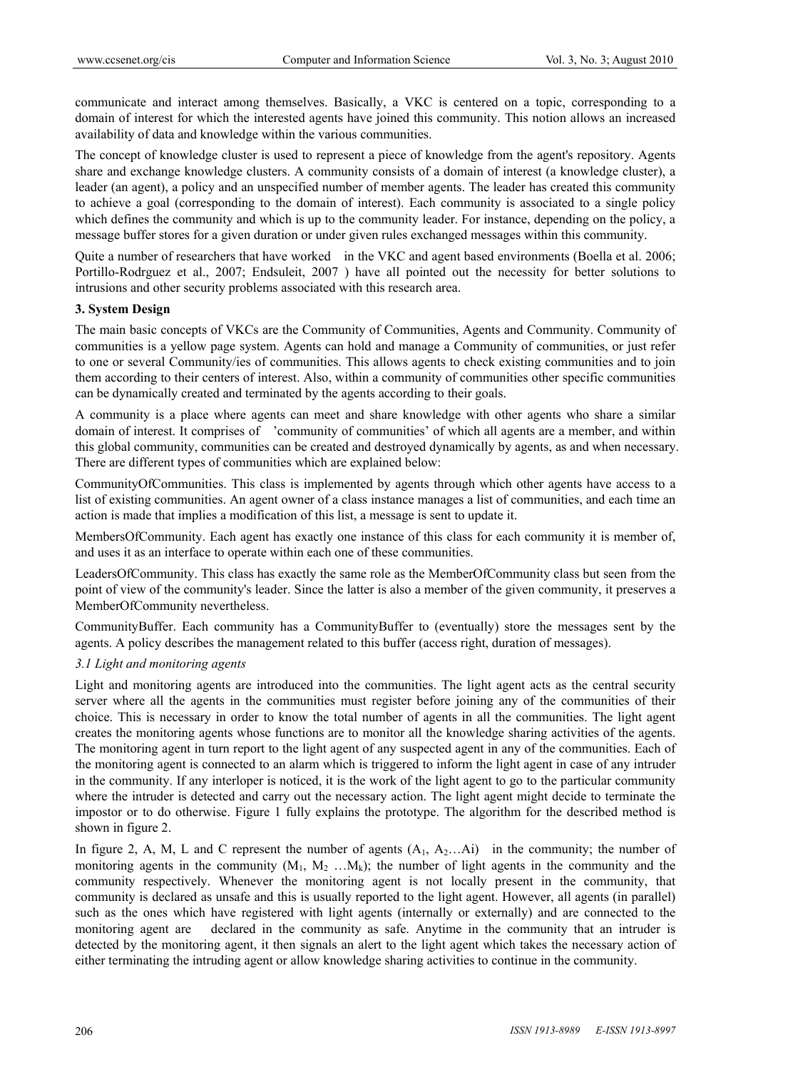communicate and interact among themselves. Basically, a VKC is centered on a topic, corresponding to a domain of interest for which the interested agents have joined this community. This notion allows an increased availability of data and knowledge within the various communities.

The concept of knowledge cluster is used to represent a piece of knowledge from the agent's repository. Agents share and exchange knowledge clusters. A community consists of a domain of interest (a knowledge cluster), a leader (an agent), a policy and an unspecified number of member agents. The leader has created this community to achieve a goal (corresponding to the domain of interest). Each community is associated to a single policy which defines the community and which is up to the community leader. For instance, depending on the policy, a message buffer stores for a given duration or under given rules exchanged messages within this community.

Quite a number of researchers that have worked in the VKC and agent based environments (Boella et al. 2006; Portillo-Rodrguez et al., 2007; Endsuleit, 2007 ) have all pointed out the necessity for better solutions to intrusions and other security problems associated with this research area.

## 3. System Design

The main basic concepts of VKCs are the Community of Communities, Agents and Community. Community of communities is a yellow page system. Agents can hold and manage a Community of communities, or just refer to one or several Community/ies of communities. This allows agents to check existing communities and to join them according to their centers of interest. Also, within a community of communities other specific communities can be dynamically created and terminated by the agents according to their goals.

A community is a place where agents can meet and share knowledge with other agents who share a similar domain of interest. It comprises of 'community of communities' of which all agents are a member, and within this global community, communities can be created and destroyed dynamically by agents, as and when necessary. There are different types of communities which are explained below:

CommunityOfCommunities. This class is implemented by agents through which other agents have access to a list of existing communities. An agent owner of a class instance manages a list of communities, and each time an action is made that implies a modification of this list, a message is sent to update it.

MembersOfCommunity. Each agent has exactly one instance of this class for each community it is member of, and uses it as an interface to operate within each one of these communities.

LeadersOfCommunity. This class has exactly the same role as the MemberOfCommunity class but seen from the point of view of the community's leader. Since the latter is also a member of the given community, it preserves a MemberOfCommunity nevertheless.

CommunityBuffer. Each community has a CommunityBuffer to (eventually) store the messages sent by the agents. A policy describes the management related to this buffer (access right, duration of messages).

### *3.1 Light and monitoring agents*

Light and monitoring agents are introduced into the communities. The light agent acts as the central security server where all the agents in the communities must register before joining any of the communities of their choice. This is necessary in order to know the total number of agents in all the communities. The light agent creates the monitoring agents whose functions are to monitor all the knowledge sharing activities of the agents. The monitoring agent in turn report to the light agent of any suspected agent in any of the communities. Each of the monitoring agent is connected to an alarm which is triggered to inform the light agent in case of any intruder in the community. If any interloper is noticed, it is the work of the light agent to go to the particular community where the intruder is detected and carry out the necessary action. The light agent might decide to terminate the impostor or to do otherwise. Figure 1 fully explains the prototype. The algorithm for the described method is shown in figure 2.

In figure 2, A, M, L and C represent the number of agents ($A_1$, $A_2$…Ai) in the community; the number of monitoring agents in the community ($M_1$, $M_2$ …$M_k$); the number of light agents in the community and the community respectively. Whenever the monitoring agent is not locally present in the community, that community is declared as unsafe and this is usually reported to the light agent. However, all agents (in parallel) such as the ones which have registered with light agents (internally or externally) and are connected to the monitoring agent are declared in the community as safe. Anytime in the community that an intruder is detected by the monitoring agent, it then signals an alert to the light agent which takes the necessary action of either terminating the intruding agent or allow knowledge sharing activities to continue in the community.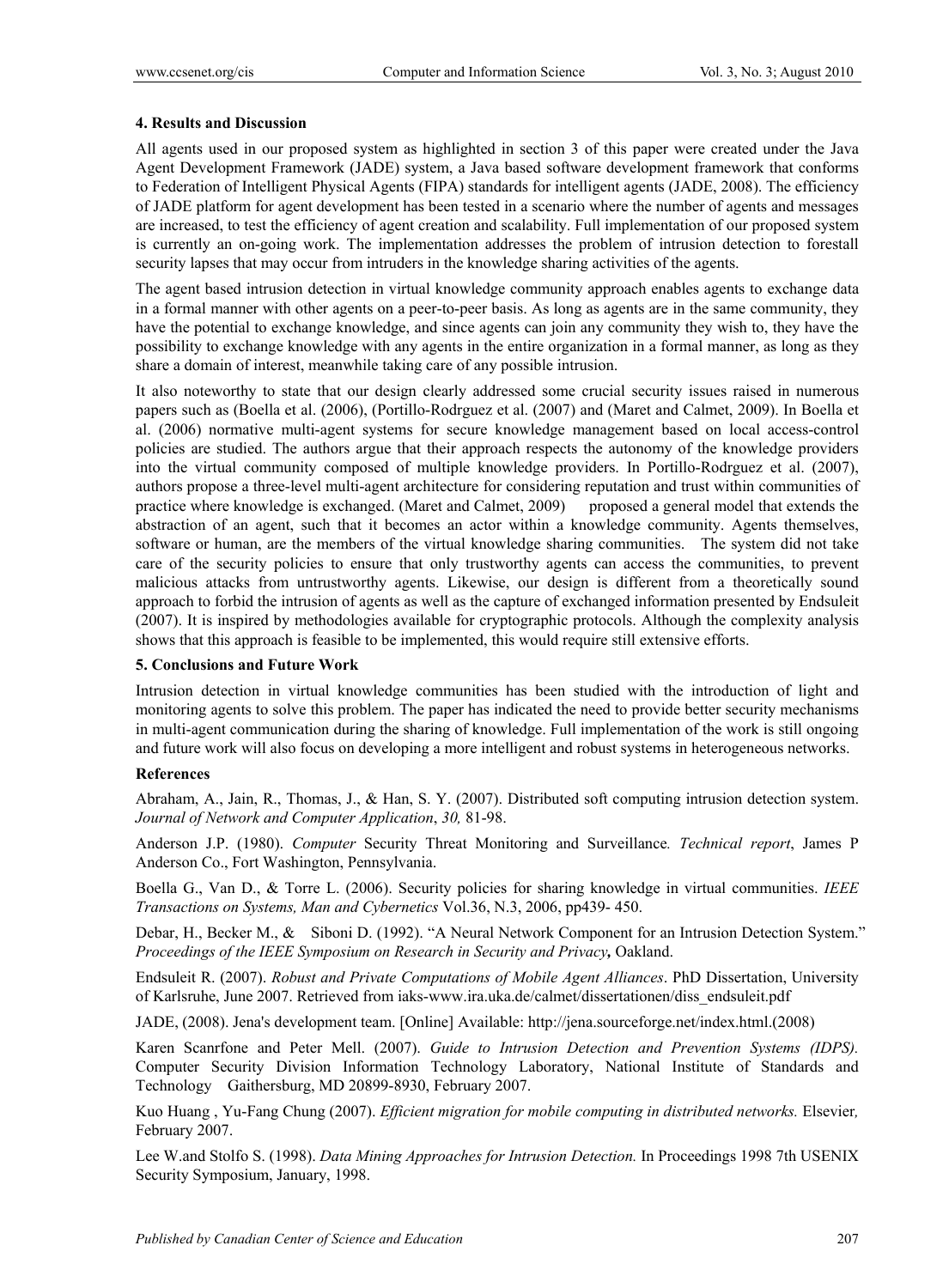#### 4. Results and Discussion

All agents used in our proposed system as highlighted in section 3 of this paper were created under the Java Agent Development Framework (JADE) system, a Java based software development framework that conforms to Federation of Intelligent Physical Agents (FIPA) standards for intelligent agents (JADE, 2008). The efficiency of JADE platform for agent development has been tested in a scenario where the number of agents and messages are increased, to test the efficiency of agent creation and scalability. Full implementation of our proposed system is currently an on-going work. The implementation addresses the problem of intrusion detection to forestall security lapses that may occur from intruders in the knowledge sharing activities of the agents.

The agent based intrusion detection in virtual knowledge community approach enables agents to exchange data in a formal manner with other agents on a peer-to-peer basis. As long as agents are in the same community, they have the potential to exchange knowledge, and since agents can join any community they wish to, they have the possibility to exchange knowledge with any agents in the entire organization in a formal manner, as long as they share a domain of interest, meanwhile taking care of any possible intrusion.

It also noteworthy to state that our design clearly addressed some crucial security issues raised in numerous papers such as (Boella et al. (2006), (Portillo-Rodrguez et al. (2007) and (Maret and Calmet, 2009). In Boella et al. (2006) normative multi-agent systems for secure knowledge management based on local access-control policies are studied. The authors argue that their approach respects the autonomy of the knowledge providers into the virtual community composed of multiple knowledge providers. In Portillo-Rodrguez et al. (2007), authors propose a three-level multi-agent architecture for considering reputation and trust within communities of practice where knowledge is exchanged. (Maret and Calmet, 2009) proposed a general model that extends the abstraction of an agent, such that it becomes an actor within a knowledge community. Agents themselves, software or human, are the members of the virtual knowledge sharing communities. The system did not take care of the security policies to ensure that only trustworthy agents can access the communities, to prevent malicious attacks from untrustworthy agents. Likewise, our design is different from a theoretically sound approach to forbid the intrusion of agents as well as the capture of exchanged information presented by Endsuleit (2007). It is inspired by methodologies available for cryptographic protocols. Although the complexity analysis shows that this approach is feasible to be implemented, this would require still extensive efforts.

#### 5. Conclusions and Future Work

Intrusion detection in virtual knowledge communities has been studied with the introduction of light and monitoring agents to solve this problem. The paper has indicated the need to provide better security mechanisms in multi-agent communication during the sharing of knowledge. Full implementation of the work is still ongoing and future work will also focus on developing a more intelligent and robust systems in heterogeneous networks.

#### References

Abraham, A., Jain, R., Thomas, J., & Han, S. Y. (2007). Distributed soft computing intrusion detection system. *Journal of Network and Computer Application*, *30,* 81-98.

Anderson J.P. (1980). *Computer* Security Threat Monitoring and Surveillance*. Technical report*, James P Anderson Co., Fort Washington, Pennsylvania.

Boella G., Van D., & Torre L. (2006). Security policies for sharing knowledge in virtual communities. *IEEE Transactions on Systems, Man and Cybernetics* Vol.36, N.3, 2006, pp439- 450.

Debar, H., Becker M., & Siboni D. (1992). "A Neural Network Component for an Intrusion Detection System." *Proceedings of the IEEE Symposium on Research in Security and Privacy***,** Oakland.

Endsuleit R. (2007). *Robust and Private Computations of Mobile Agent Alliances*. PhD Dissertation, University of Karlsruhe, June 2007. Retrieved from iaks-www.ira.uka.de/calmet/dissertationen/diss_endsuleit.pdf

JADE, (2008). Jena's development team. [Online] Available: http://jena.sourceforge.net/index.html.(2008)

Karen Scanrfone and Peter Mell. (2007). *Guide to Intrusion Detection and Prevention Systems (IDPS).* Computer Security Division Information Technology Laboratory, National Institute of Standards and Technology Gaithersburg, MD 20899-8930, February 2007.

Kuo Huang , Yu-Fang Chung (2007). *Efficient migration for mobile computing in distributed networks.* Elsevier*,* February 2007.

Lee W.and Stolfo S. (1998). *Data Mining Approaches for Intrusion Detection.* In Proceedings 1998 7th USENIX Security Symposium, January, 1998.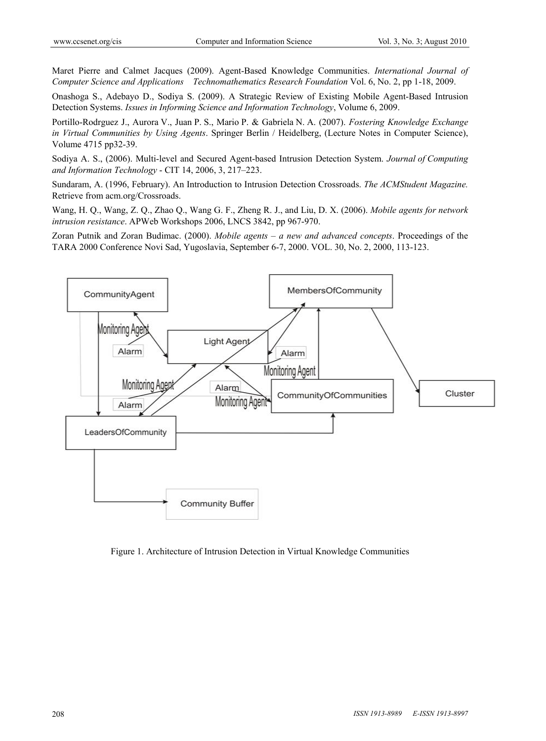Maret Pierre and Calmet Jacques (2009). Agent-Based Knowledge Communities. *International Journal of Computer Science and Applications Technomathematics Research Foundation* Vol. 6, No. 2, pp 1-18, 2009.

Onashoga S., Adebayo D., Sodiya S. (2009). A Strategic Review of Existing Mobile Agent-Based Intrusion Detection Systems. *Issues in Informing Science and Information Technology*, Volume 6, 2009.

Portillo-Rodrguez J., Aurora V., Juan P. S., Mario P. & Gabriela N. A. (2007). *Fostering Knowledge Exchange in Virtual Communities by Using Agents*. Springer Berlin / Heidelberg, (Lecture Notes in Computer Science), Volume 4715 pp32-39.

Sodiya A. S., (2006). Multi-level and Secured Agent-based Intrusion Detection System. *Journal of Computing and Information Technology* - CIT 14, 2006, 3, 217–223.

Sundaram, A. (1996, February). An Introduction to Intrusion Detection Crossroads. *The ACMStudent Magazine.* Retrieve from acm.org/Crossroads.

Wang, H. Q., Wang, Z. Q., Zhao Q., Wang G. F., Zheng R. J., and Liu, D. X. (2006). *Mobile agents for network intrusion resistance*. APWeb Workshops 2006, LNCS 3842, pp 967-970.

Zoran Putnik and Zoran Budimac. (2000). *Mobile agents – a new and advanced concepts*. Proceedings of the TARA 2000 Conference Novi Sad, Yugoslavia, September 6-7, 2000. VOL. 30, No. 2, 2000, 113-123.

Figure 1. Architecture of Intrusion Detection in Virtual Knowledge Communities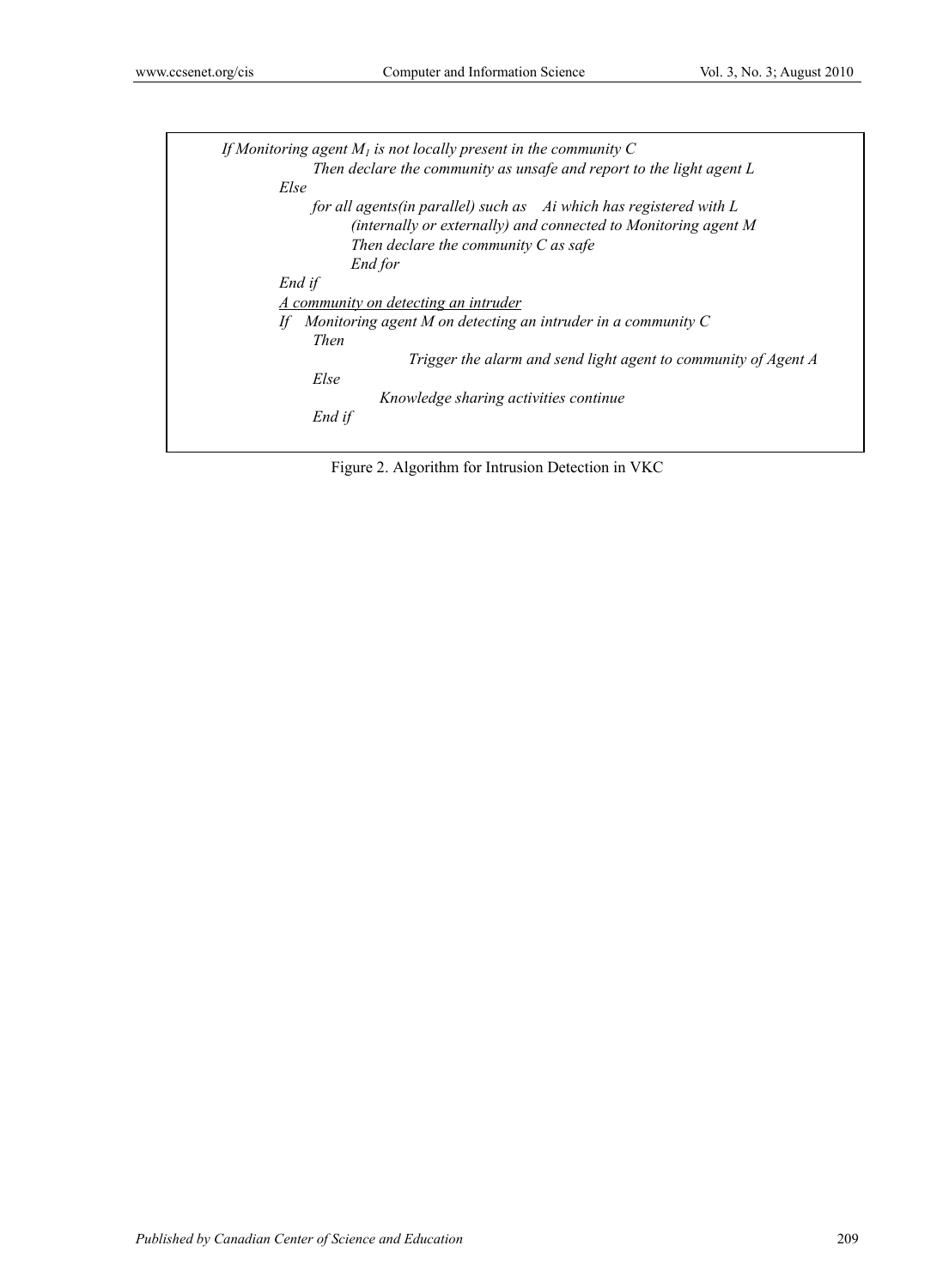```
If Monitoring agent M1 is not locally present in the community C
        Then declare the community as unsafe and report to the light agent L
    Else
        for all agents(in parallel) such as   Ai which has registered with L
            (internally or externally) and connected to Monitoring agent M
            Then declare the community C as safe
            End for
    End if
    A community on detecting an intruder
    If   Monitoring agent M on detecting an intruder in a community C
        Then
                Trigger the alarm and send light agent to community of Agent A
        Else
                Knowledge sharing activities continue
        End if
```

Figure 2. Algorithm for Intrusion Detection in VKC